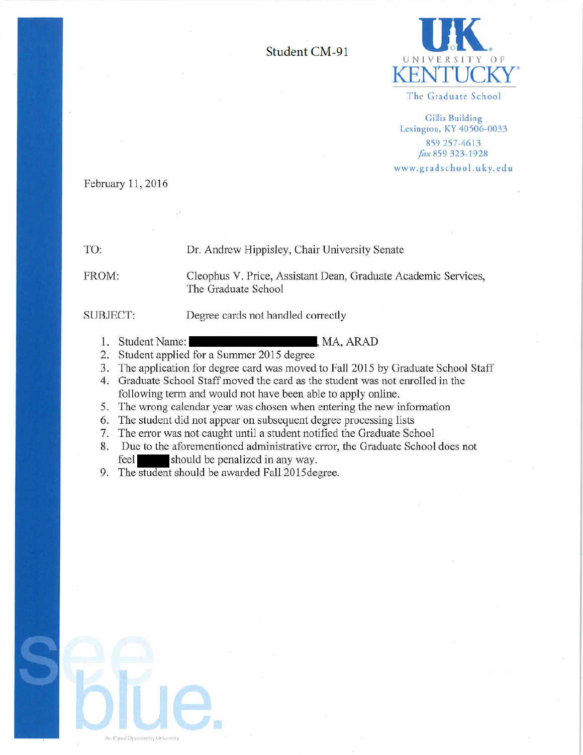Student CM-91

**UK**
UNIVERSITY OF
KENTUCKY
The Graduate School

Gillis Building
Lexington, KY 40506-0033
859 257-4613
*fax* 859 323-1928
www.gradschool.uky.edu

February 11, 2016

TO: Dr. Andrew Hippisley, Chair University Senate

FROM: Cleophus V. Price, Assistant Dean, Graduate Academic Services, The Graduate School

SUBJECT: Degree cards not handled correctly

1. Student Name: ██████████, MA, ARAD
2. Student applied for a Summer 2015 degree
3. The application for degree card was moved to Fall 2015 by Graduate School Staff
4. Graduate School Staff moved the card as the student was not enrolled in the following term and would not have been able to apply online.
5. The wrong calendar year was chosen when entering the new information
6. The student did not appear on subsequent degree processing lists
7. The error was not caught until a student notified the Graduate School
8. Due to the aforementioned administrative error, the Graduate School does not feel ████ should be penalized in any way.
9. The student should be awarded Fall 2015degree.

see blue.

An Equal Opportunity University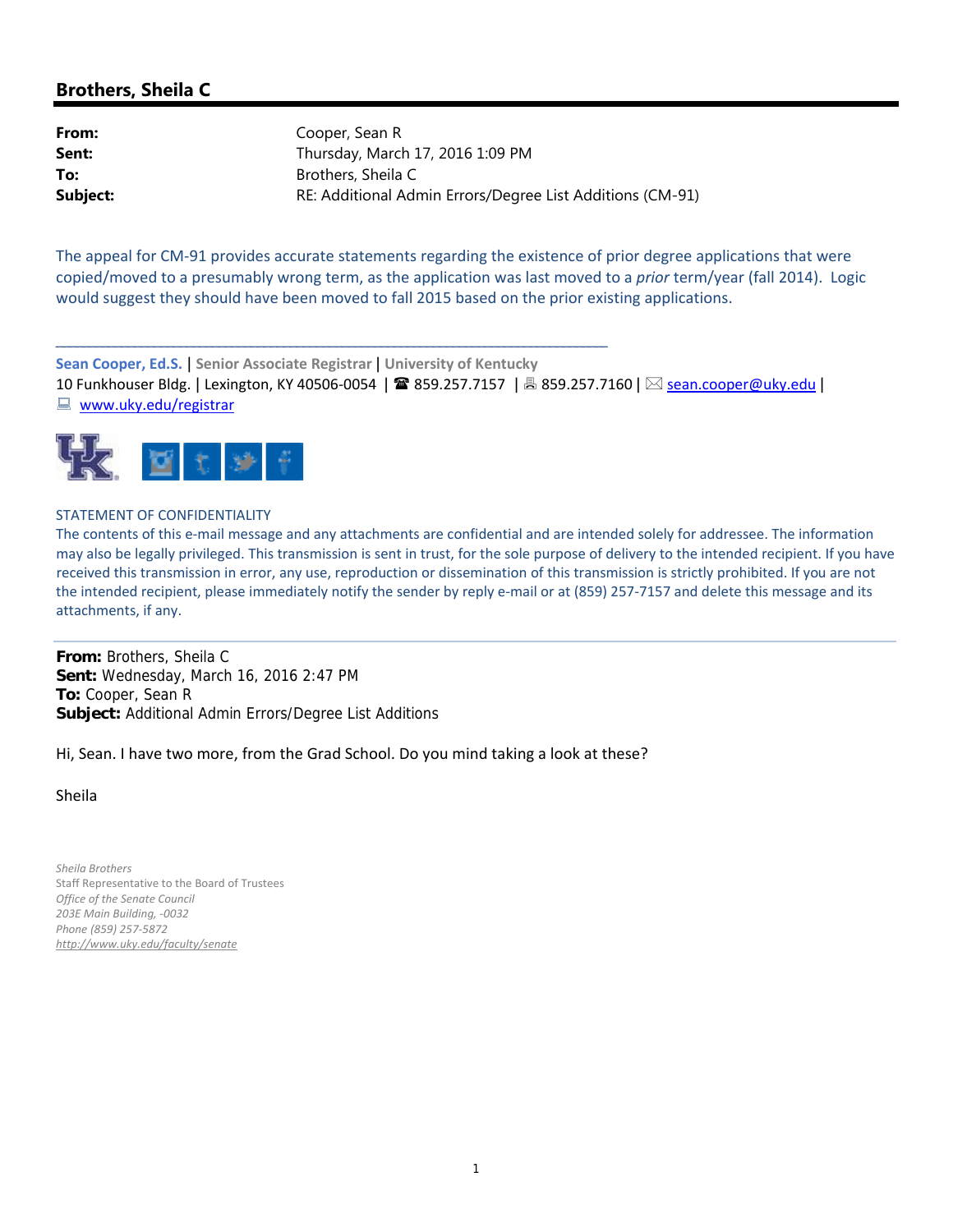## Brothers, Sheila C

| | |
|---|---|
| **From:** | Cooper, Sean R |
| **Sent:** | Thursday, March 17, 2016 1:09 PM |
| **To:** | Brothers, Sheila C |
| **Subject:** | RE: Additional Admin Errors/Degree List Additions (CM-91) |

The appeal for CM-91 provides accurate statements regarding the existence of prior degree applications that were copied/moved to a presumably wrong term, as the application was last moved to a *prior* term/year (fall 2014). Logic would suggest they should have been moved to fall 2015 based on the prior existing applications.

---

**Sean Cooper, Ed.S.** | **Senior Associate Registrar** | **University of Kentucky**
10 Funkhouser Bldg. | Lexington, KY 40506-0054 | ☎ 859.257.7157 | 🖷 859.257.7160 | ✉ sean.cooper@uky.edu |
💻 www.uky.edu/registrar

STATEMENT OF CONFIDENTIALITY
The contents of this e-mail message and any attachments are confidential and are intended solely for addressee. The information may also be legally privileged. This transmission is sent in trust, for the sole purpose of delivery to the intended recipient. If you have received this transmission in error, any use, reproduction or dissemination of this transmission is strictly prohibited. If you are not the intended recipient, please immediately notify the sender by reply e-mail or at (859) 257-7157 and delete this message and its attachments, if any.

---

**From:** Brothers, Sheila C
**Sent:** Wednesday, March 16, 2016 2:47 PM
**To:** Cooper, Sean R
**Subject:** Additional Admin Errors/Degree List Additions

Hi, Sean. I have two more, from the Grad School. Do you mind taking a look at these?

Sheila

*Sheila Brothers*
Staff Representative to the Board of Trustees
*Office of the Senate Council*
*203E Main Building, -0032*
*Phone (859) 257-5872*
*http://www.uky.edu/faculty/senate*